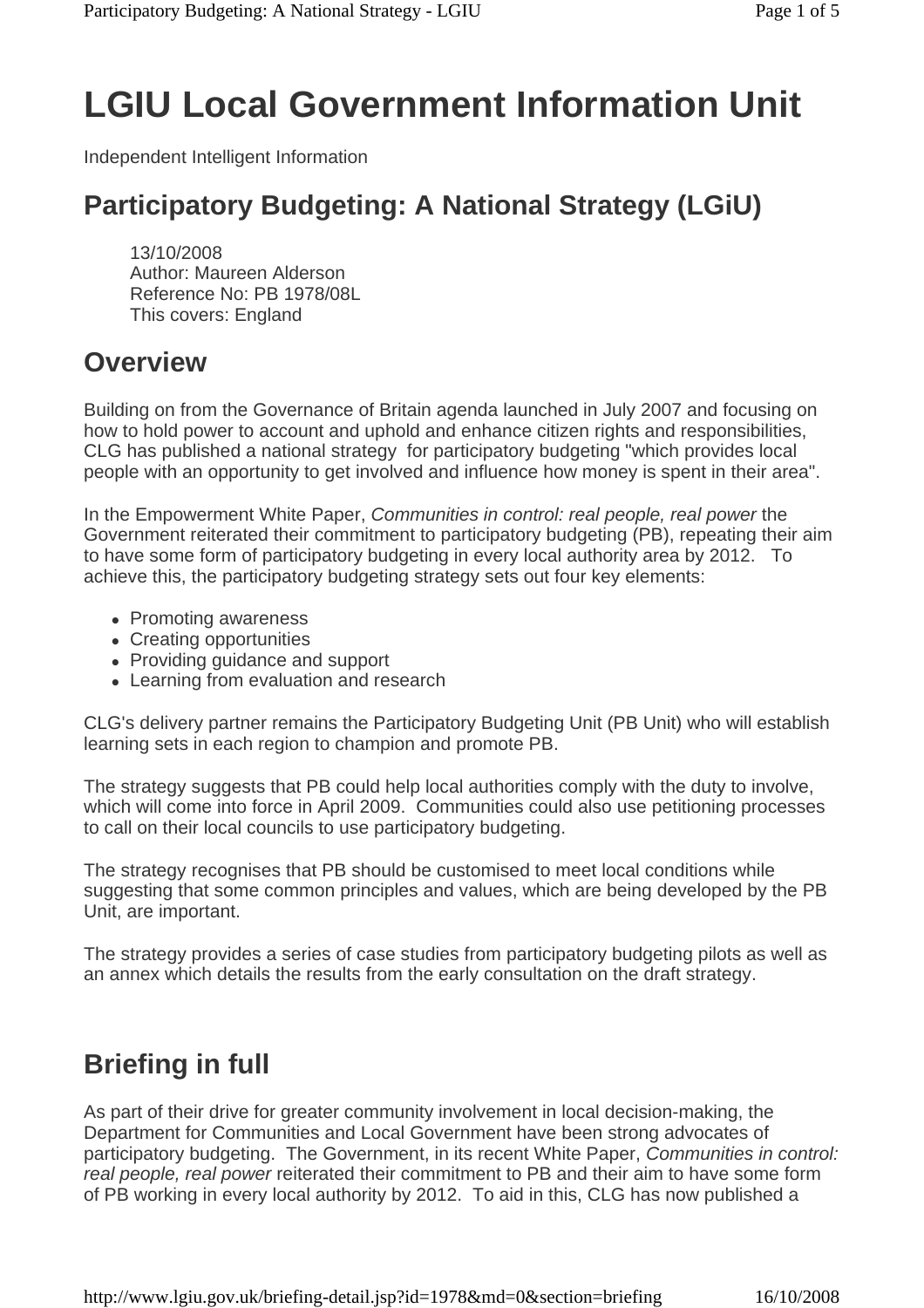# LGIU Local Government Information Unit

Independent Intelligent Information

## Participatory Budgeting: A National Strategy (LGiU)

13/10/2008
Author: Maureen Alderson
Reference No: PB 1978/08L
This covers: England

## Overview

Building on from the Governance of Britain agenda launched in July 2007 and focusing on how to hold power to account and uphold and enhance citizen rights and responsibilities, CLG has published a national strategy for participatory budgeting "which provides local people with an opportunity to get involved and influence how money is spent in their area".

In the Empowerment White Paper, *Communities in control: real people, real power* the Government reiterated their commitment to participatory budgeting (PB), repeating their aim to have some form of participatory budgeting in every local authority area by 2012. To achieve this, the participatory budgeting strategy sets out four key elements:

- Promoting awareness
- Creating opportunities
- Providing guidance and support
- Learning from evaluation and research

CLG's delivery partner remains the Participatory Budgeting Unit (PB Unit) who will establish learning sets in each region to champion and promote PB.

The strategy suggests that PB could help local authorities comply with the duty to involve, which will come into force in April 2009. Communities could also use petitioning processes to call on their local councils to use participatory budgeting.

The strategy recognises that PB should be customised to meet local conditions while suggesting that some common principles and values, which are being developed by the PB Unit, are important.

The strategy provides a series of case studies from participatory budgeting pilots as well as an annex which details the results from the early consultation on the draft strategy.

## Briefing in full

As part of their drive for greater community involvement in local decision-making, the Department for Communities and Local Government have been strong advocates of participatory budgeting. The Government, in its recent White Paper, *Communities in control: real people, real power* reiterated their commitment to PB and their aim to have some form of PB working in every local authority by 2012. To aid in this, CLG has now published a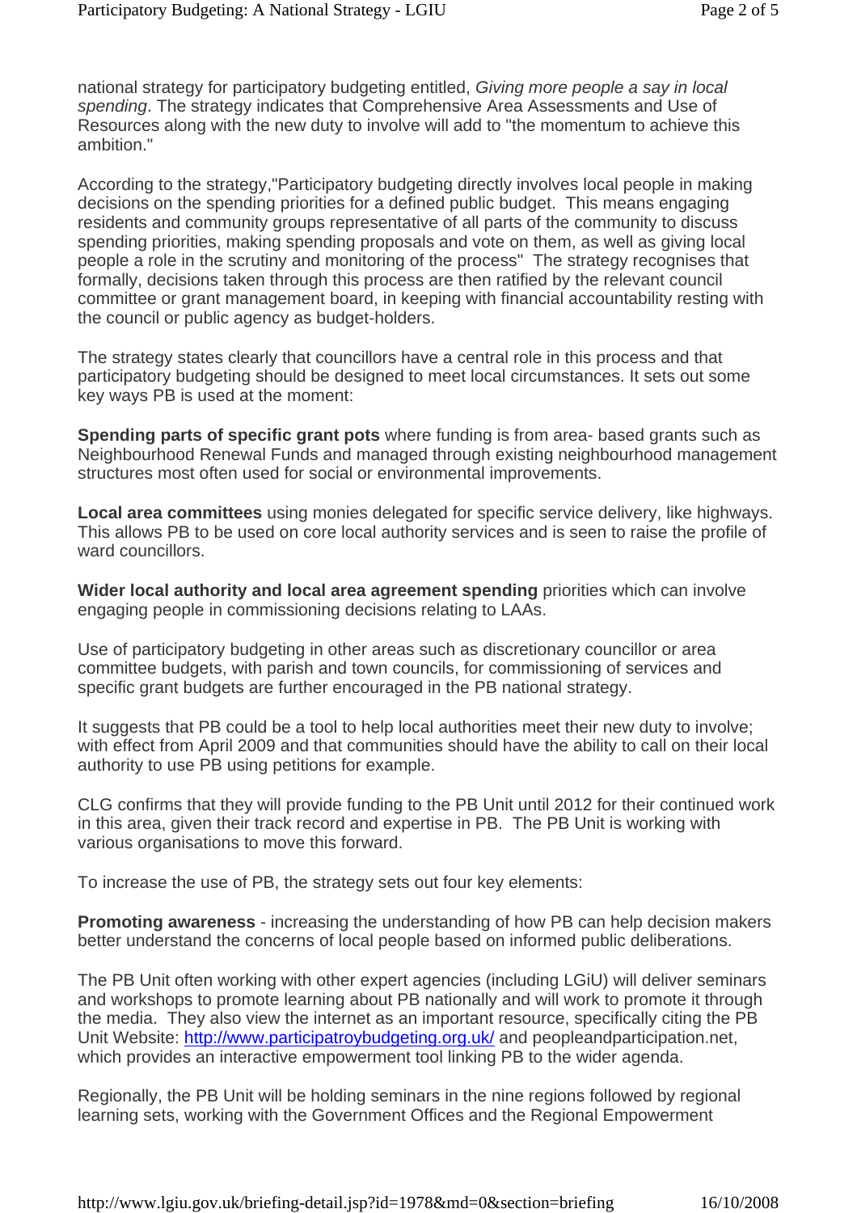national strategy for participatory budgeting entitled, *Giving more people a say in local spending*. The strategy indicates that Comprehensive Area Assessments and Use of Resources along with the new duty to involve will add to "the momentum to achieve this ambition."

According to the strategy,"Participatory budgeting directly involves local people in making decisions on the spending priorities for a defined public budget. This means engaging residents and community groups representative of all parts of the community to discuss spending priorities, making spending proposals and vote on them, as well as giving local people a role in the scrutiny and monitoring of the process" The strategy recognises that formally, decisions taken through this process are then ratified by the relevant council committee or grant management board, in keeping with financial accountability resting with the council or public agency as budget-holders.

The strategy states clearly that councillors have a central role in this process and that participatory budgeting should be designed to meet local circumstances. It sets out some key ways PB is used at the moment:

**Spending parts of specific grant pots** where funding is from area- based grants such as Neighbourhood Renewal Funds and managed through existing neighbourhood management structures most often used for social or environmental improvements.

**Local area committees** using monies delegated for specific service delivery, like highways. This allows PB to be used on core local authority services and is seen to raise the profile of ward councillors.

**Wider local authority and local area agreement spending** priorities which can involve engaging people in commissioning decisions relating to LAAs.

Use of participatory budgeting in other areas such as discretionary councillor or area committee budgets, with parish and town councils, for commissioning of services and specific grant budgets are further encouraged in the PB national strategy.

It suggests that PB could be a tool to help local authorities meet their new duty to involve; with effect from April 2009 and that communities should have the ability to call on their local authority to use PB using petitions for example.

CLG confirms that they will provide funding to the PB Unit until 2012 for their continued work in this area, given their track record and expertise in PB. The PB Unit is working with various organisations to move this forward.

To increase the use of PB, the strategy sets out four key elements:

**Promoting awareness** - increasing the understanding of how PB can help decision makers better understand the concerns of local people based on informed public deliberations.

The PB Unit often working with other expert agencies (including LGiU) will deliver seminars and workshops to promote learning about PB nationally and will work to promote it through the media. They also view the internet as an important resource, specifically citing the PB Unit Website: http://www.participatroybudgeting.org.uk/ and peopleandparticipation.net, which provides an interactive empowerment tool linking PB to the wider agenda.

Regionally, the PB Unit will be holding seminars in the nine regions followed by regional learning sets, working with the Government Offices and the Regional Empowerment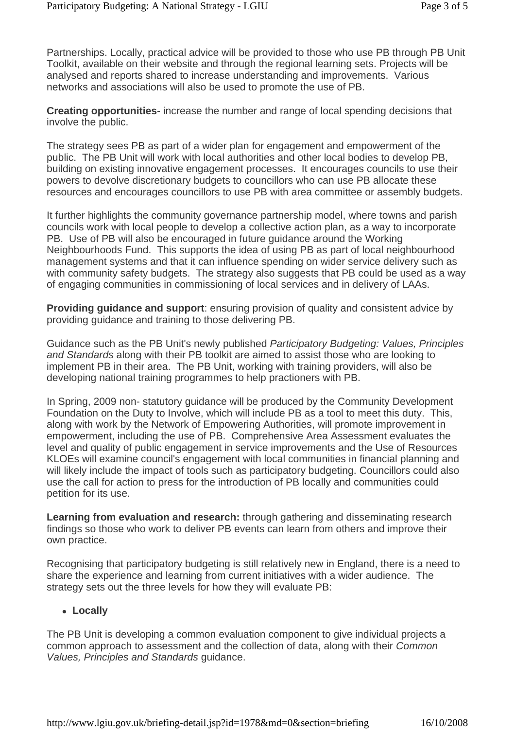Partnerships. Locally, practical advice will be provided to those who use PB through PB Unit Toolkit, available on their website and through the regional learning sets. Projects will be analysed and reports shared to increase understanding and improvements. Various networks and associations will also be used to promote the use of PB.

**Creating opportunities**- increase the number and range of local spending decisions that involve the public.

The strategy sees PB as part of a wider plan for engagement and empowerment of the public. The PB Unit will work with local authorities and other local bodies to develop PB, building on existing innovative engagement processes. It encourages councils to use their powers to devolve discretionary budgets to councillors who can use PB allocate these resources and encourages councillors to use PB with area committee or assembly budgets.

It further highlights the community governance partnership model, where towns and parish councils work with local people to develop a collective action plan, as a way to incorporate PB. Use of PB will also be encouraged in future guidance around the Working Neighbourhoods Fund. This supports the idea of using PB as part of local neighbourhood management systems and that it can influence spending on wider service delivery such as with community safety budgets. The strategy also suggests that PB could be used as a way of engaging communities in commissioning of local services and in delivery of LAAs.

**Providing guidance and support**: ensuring provision of quality and consistent advice by providing guidance and training to those delivering PB.

Guidance such as the PB Unit's newly published *Participatory Budgeting: Values, Principles and Standards* along with their PB toolkit are aimed to assist those who are looking to implement PB in their area. The PB Unit, working with training providers, will also be developing national training programmes to help practioners with PB.

In Spring, 2009 non- statutory guidance will be produced by the Community Development Foundation on the Duty to Involve, which will include PB as a tool to meet this duty. This, along with work by the Network of Empowering Authorities, will promote improvement in empowerment, including the use of PB. Comprehensive Area Assessment evaluates the level and quality of public engagement in service improvements and the Use of Resources KLOEs will examine council's engagement with local communities in financial planning and will likely include the impact of tools such as participatory budgeting. Councillors could also use the call for action to press for the introduction of PB locally and communities could petition for its use.

**Learning from evaluation and research:** through gathering and disseminating research findings so those who work to deliver PB events can learn from others and improve their own practice.

Recognising that participatory budgeting is still relatively new in England, there is a need to share the experience and learning from current initiatives with a wider audience. The strategy sets out the three levels for how they will evaluate PB:

- **Locally**

The PB Unit is developing a common evaluation component to give individual projects a common approach to assessment and the collection of data, along with their *Common Values, Principles and Standards* guidance.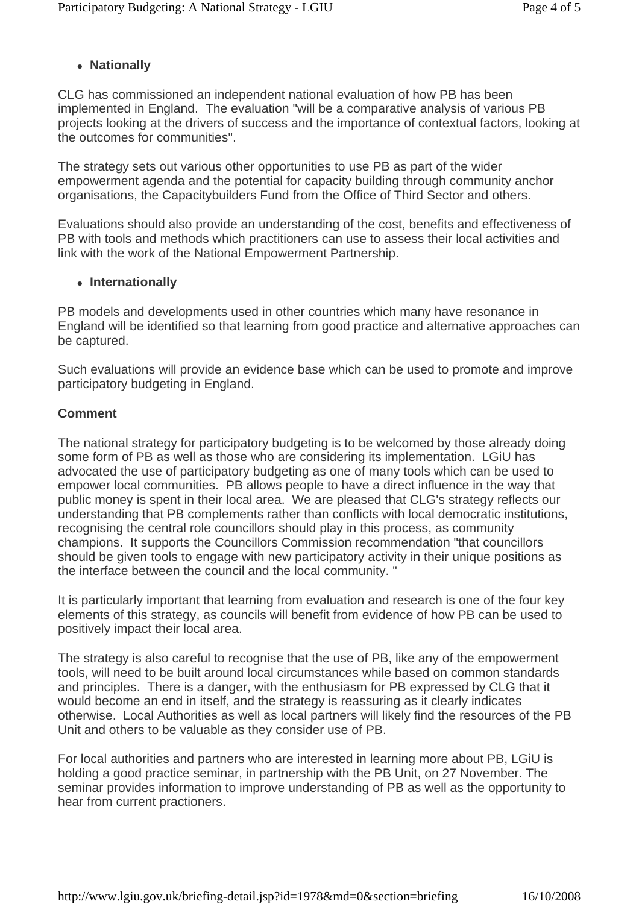- **Nationally**

CLG has commissioned an independent national evaluation of how PB has been implemented in England. The evaluation "will be a comparative analysis of various PB projects looking at the drivers of success and the importance of contextual factors, looking at the outcomes for communities".

The strategy sets out various other opportunities to use PB as part of the wider empowerment agenda and the potential for capacity building through community anchor organisations, the Capacitybuilders Fund from the Office of Third Sector and others.

Evaluations should also provide an understanding of the cost, benefits and effectiveness of PB with tools and methods which practitioners can use to assess their local activities and link with the work of the National Empowerment Partnership.

- **Internationally**

PB models and developments used in other countries which many have resonance in England will be identified so that learning from good practice and alternative approaches can be captured.

Such evaluations will provide an evidence base which can be used to promote and improve participatory budgeting in England.

**Comment**

The national strategy for participatory budgeting is to be welcomed by those already doing some form of PB as well as those who are considering its implementation. LGiU has advocated the use of participatory budgeting as one of many tools which can be used to empower local communities. PB allows people to have a direct influence in the way that public money is spent in their local area. We are pleased that CLG's strategy reflects our understanding that PB complements rather than conflicts with local democratic institutions, recognising the central role councillors should play in this process, as community champions. It supports the Councillors Commission recommendation "that councillors should be given tools to engage with new participatory activity in their unique positions as the interface between the council and the local community. "

It is particularly important that learning from evaluation and research is one of the four key elements of this strategy, as councils will benefit from evidence of how PB can be used to positively impact their local area.

The strategy is also careful to recognise that the use of PB, like any of the empowerment tools, will need to be built around local circumstances while based on common standards and principles. There is a danger, with the enthusiasm for PB expressed by CLG that it would become an end in itself, and the strategy is reassuring as it clearly indicates otherwise. Local Authorities as well as local partners will likely find the resources of the PB Unit and others to be valuable as they consider use of PB.

For local authorities and partners who are interested in learning more about PB, LGiU is holding a good practice seminar, in partnership with the PB Unit, on 27 November. The seminar provides information to improve understanding of PB as well as the opportunity to hear from current practioners.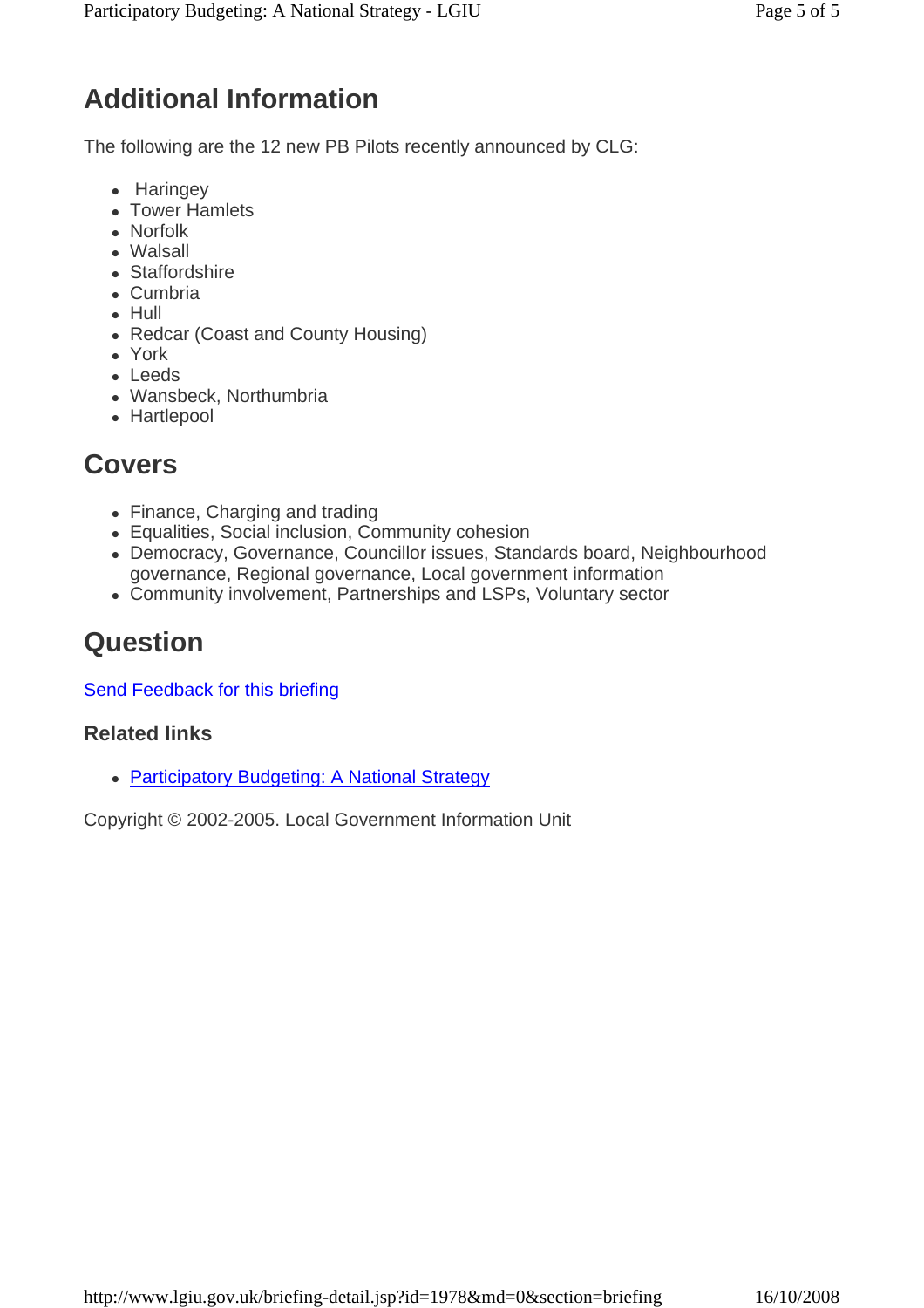## Additional Information

The following are the 12 new PB Pilots recently announced by CLG:

- Haringey
- Tower Hamlets
- Norfolk
- Walsall
- Staffordshire
- Cumbria
- Hull
- Redcar (Coast and County Housing)
- York
- Leeds
- Wansbeck, Northumbria
- Hartlepool

## Covers

- Finance, Charging and trading
- Equalities, Social inclusion, Community cohesion
- Democracy, Governance, Councillor issues, Standards board, Neighbourhood governance, Regional governance, Local government information
- Community involvement, Partnerships and LSPs, Voluntary sector

## Question

Send Feedback for this briefing

### Related links

- Participatory Budgeting: A National Strategy

Copyright © 2002-2005. Local Government Information Unit